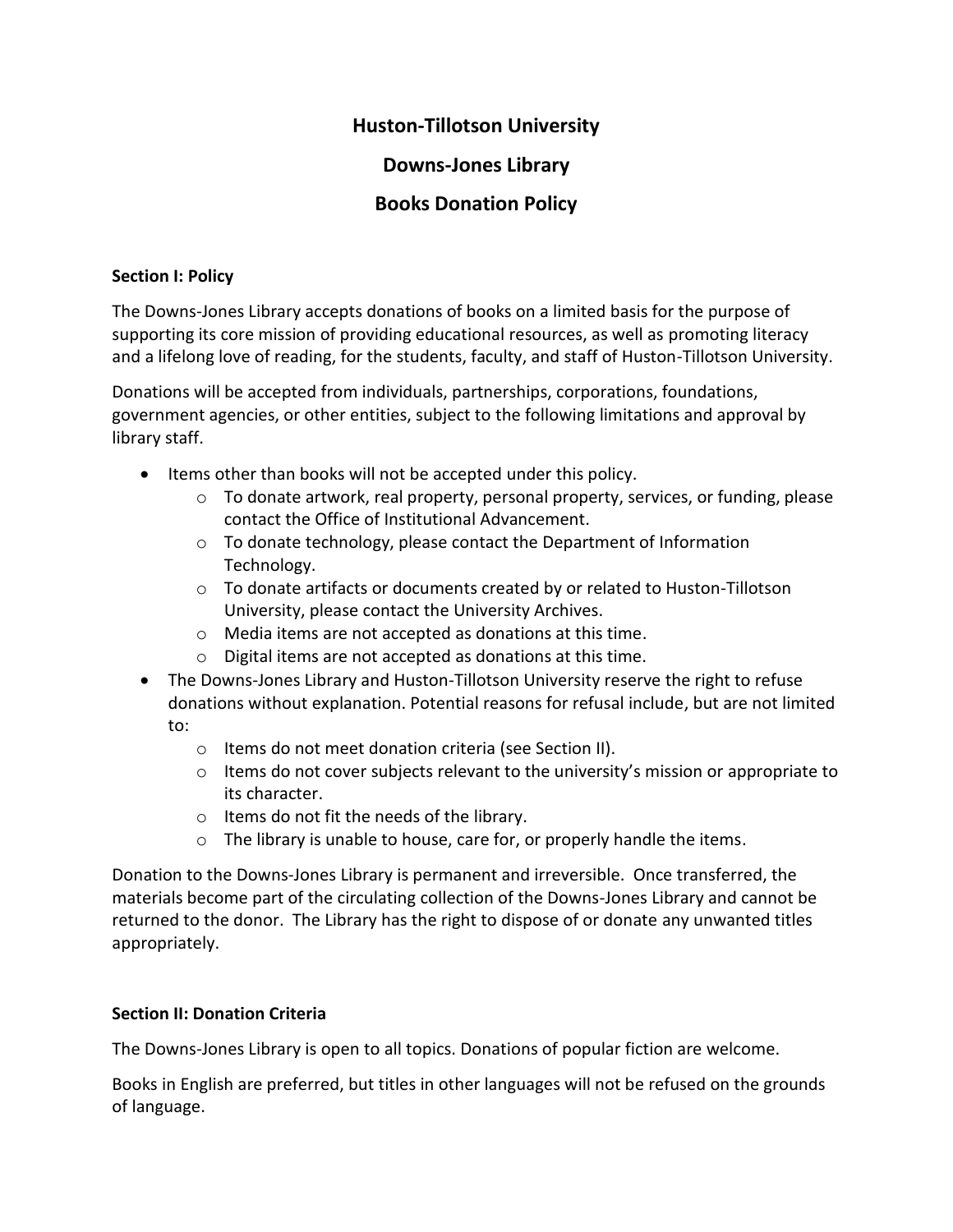# Huston-Tillotson University

## Downs-Jones Library

## Books Donation Policy

### Section I: Policy

The Downs-Jones Library accepts donations of books on a limited basis for the purpose of supporting its core mission of providing educational resources, as well as promoting literacy and a lifelong love of reading, for the students, faculty, and staff of Huston-Tillotson University.

Donations will be accepted from individuals, partnerships, corporations, foundations, government agencies, or other entities, subject to the following limitations and approval by library staff.

- Items other than books will not be accepted under this policy.
  - To donate artwork, real property, personal property, services, or funding, please contact the Office of Institutional Advancement.
  - To donate technology, please contact the Department of Information Technology.
  - To donate artifacts or documents created by or related to Huston-Tillotson University, please contact the University Archives.
  - Media items are not accepted as donations at this time.
  - Digital items are not accepted as donations at this time.
- The Downs-Jones Library and Huston-Tillotson University reserve the right to refuse donations without explanation. Potential reasons for refusal include, but are not limited to:
  - Items do not meet donation criteria (see Section II).
  - Items do not cover subjects relevant to the university's mission or appropriate to its character.
  - Items do not fit the needs of the library.
  - The library is unable to house, care for, or properly handle the items.

Donation to the Downs-Jones Library is permanent and irreversible. Once transferred, the materials become part of the circulating collection of the Downs-Jones Library and cannot be returned to the donor. The Library has the right to dispose of or donate any unwanted titles appropriately.

### Section II: Donation Criteria

The Downs-Jones Library is open to all topics. Donations of popular fiction are welcome.

Books in English are preferred, but titles in other languages will not be refused on the grounds of language.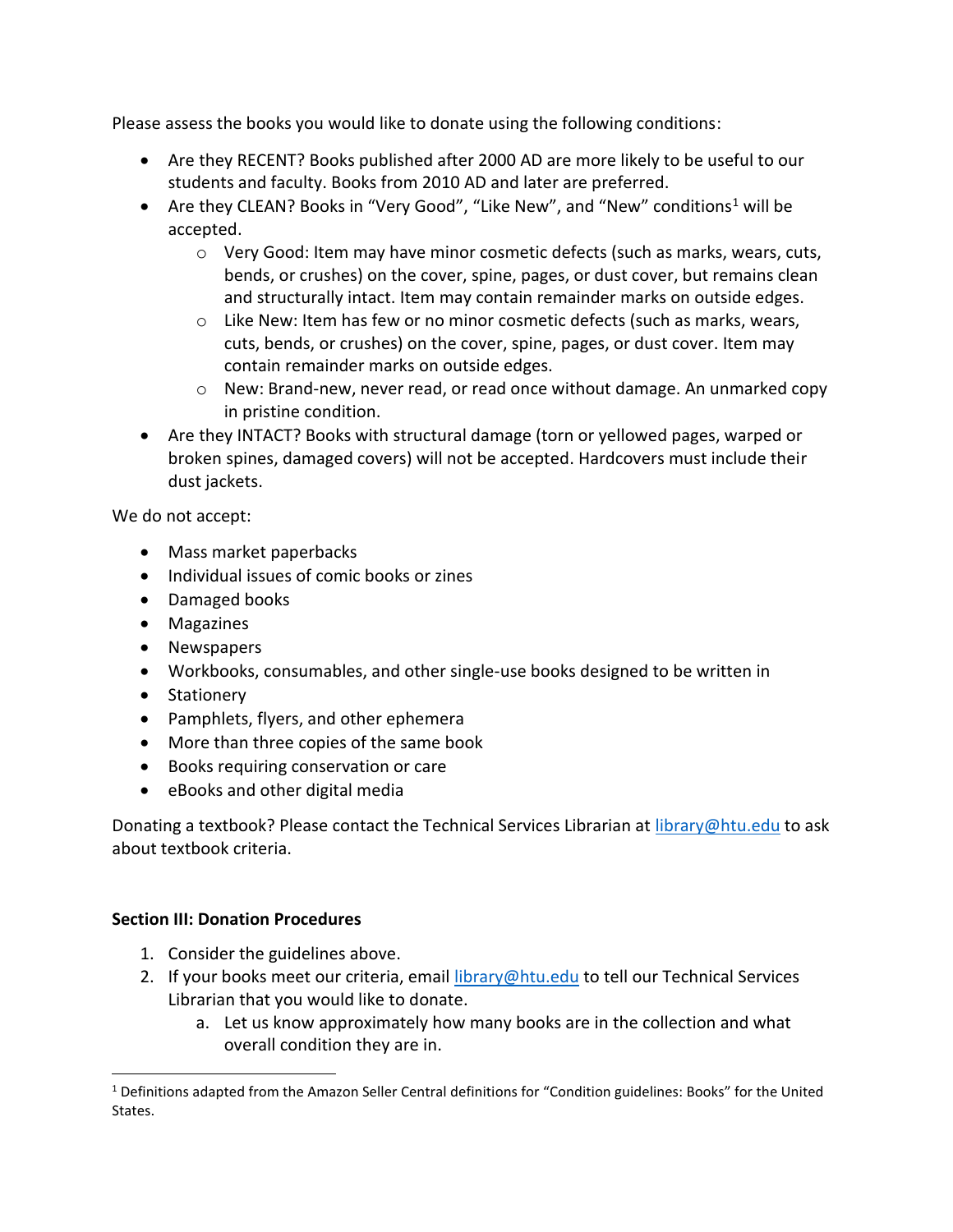Please assess the books you would like to donate using the following conditions:

- Are they RECENT? Books published after 2000 AD are more likely to be useful to our students and faculty. Books from 2010 AD and later are preferred.
- Are they CLEAN? Books in "Very Good", "Like New", and "New" conditions[1] will be accepted.
    - Very Good: Item may have minor cosmetic defects (such as marks, wears, cuts, bends, or crushes) on the cover, spine, pages, or dust cover, but remains clean and structurally intact. Item may contain remainder marks on outside edges.
    - Like New: Item has few or no minor cosmetic defects (such as marks, wears, cuts, bends, or crushes) on the cover, spine, pages, or dust cover. Item may contain remainder marks on outside edges.
    - New: Brand-new, never read, or read once without damage. An unmarked copy in pristine condition.
- Are they INTACT? Books with structural damage (torn or yellowed pages, warped or broken spines, damaged covers) will not be accepted. Hardcovers must include their dust jackets.

We do not accept:

- Mass market paperbacks
- Individual issues of comic books or zines
- Damaged books
- Magazines
- Newspapers
- Workbooks, consumables, and other single-use books designed to be written in
- Stationery
- Pamphlets, flyers, and other ephemera
- More than three copies of the same book
- Books requiring conservation or care
- eBooks and other digital media

Donating a textbook? Please contact the Technical Services Librarian at library@htu.edu to ask about textbook criteria.

**Section III: Donation Procedures**

1. Consider the guidelines above.
2. If your books meet our criteria, email library@htu.edu to tell our Technical Services Librarian that you would like to donate.
    a. Let us know approximately how many books are in the collection and what overall condition they are in.

[1] Definitions adapted from the Amazon Seller Central definitions for "Condition guidelines: Books" for the United States.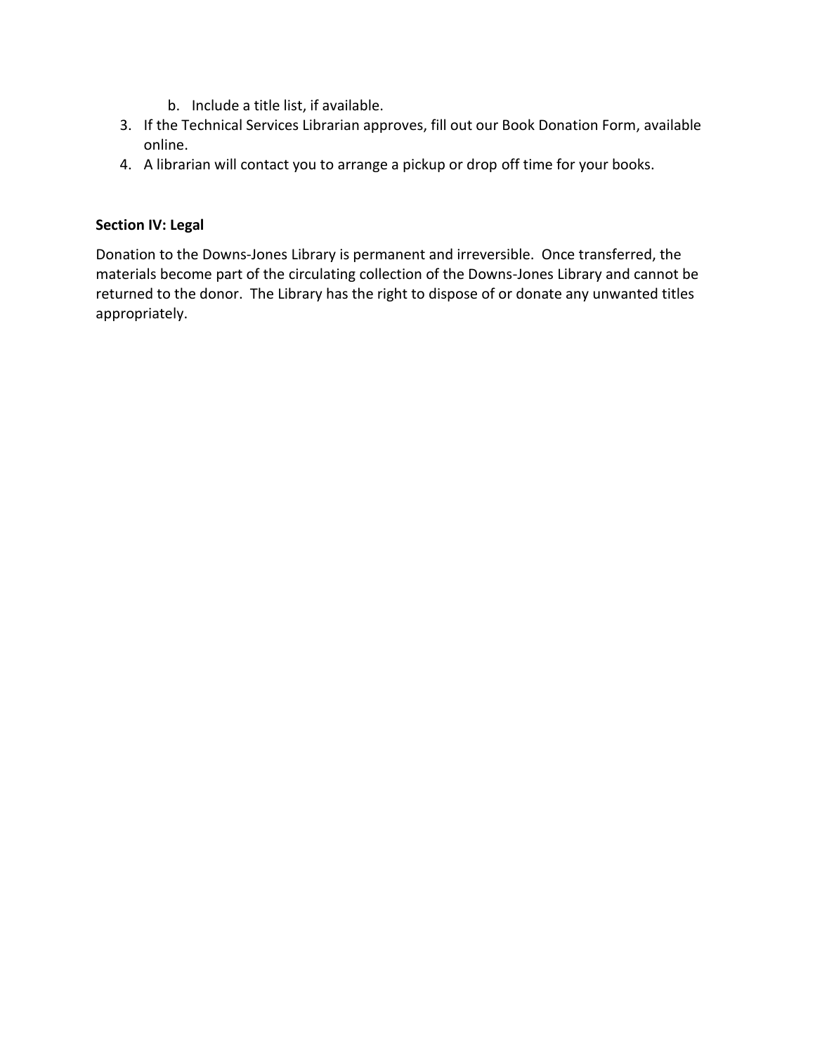b. Include a title list, if available.

3. If the Technical Services Librarian approves, fill out our Book Donation Form, available online.
4. A librarian will contact you to arrange a pickup or drop off time for your books.

**Section IV: Legal**

Donation to the Downs-Jones Library is permanent and irreversible. Once transferred, the materials become part of the circulating collection of the Downs-Jones Library and cannot be returned to the donor. The Library has the right to dispose of or donate any unwanted titles appropriately.